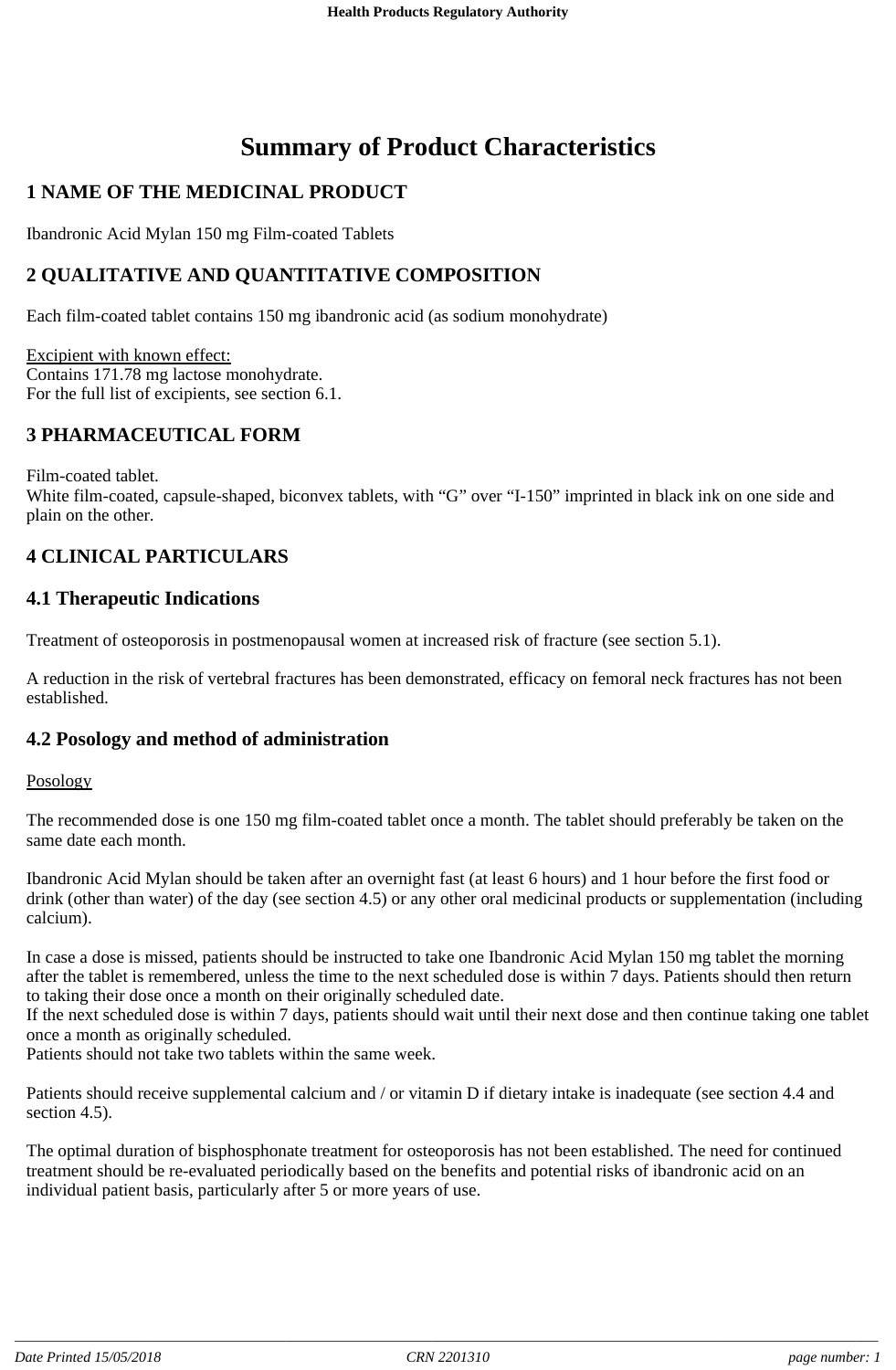# Summary of Product Characteristics

## 1 NAME OF THE MEDICINAL PRODUCT

Ibandronic Acid Mylan 150 mg Film-coated Tablets

## 2 QUALITATIVE AND QUANTITATIVE COMPOSITION

Each film-coated tablet contains 150 mg ibandronic acid (as sodium monohydrate)

Excipient with known effect:
Contains 171.78 mg lactose monohydrate.
For the full list of excipients, see section 6.1.

## 3 PHARMACEUTICAL FORM

Film-coated tablet.
White film-coated, capsule-shaped, biconvex tablets, with “G” over “I-150” imprinted in black ink on one side and plain on the other.

## 4 CLINICAL PARTICULARS

### 4.1 Therapeutic Indications

Treatment of osteoporosis in postmenopausal women at increased risk of fracture (see section 5.1).

A reduction in the risk of vertebral fractures has been demonstrated, efficacy on femoral neck fractures has not been established.

### 4.2 Posology and method of administration

Posology

The recommended dose is one 150 mg film-coated tablet once a month. The tablet should preferably be taken on the same date each month.

Ibandronic Acid Mylan should be taken after an overnight fast (at least 6 hours) and 1 hour before the first food or drink (other than water) of the day (see section 4.5) or any other oral medicinal products or supplementation (including calcium).

In case a dose is missed, patients should be instructed to take one Ibandronic Acid Mylan 150 mg tablet the morning after the tablet is remembered, unless the time to the next scheduled dose is within 7 days. Patients should then return to taking their dose once a month on their originally scheduled date.
If the next scheduled dose is within 7 days, patients should wait until their next dose and then continue taking one tablet once a month as originally scheduled.
Patients should not take two tablets within the same week.

Patients should receive supplemental calcium and / or vitamin D if dietary intake is inadequate (see section 4.4 and section 4.5).

The optimal duration of bisphosphonate treatment for osteoporosis has not been established. The need for continued treatment should be re-evaluated periodically based on the benefits and potential risks of ibandronic acid on an individual patient basis, particularly after 5 or more years of use.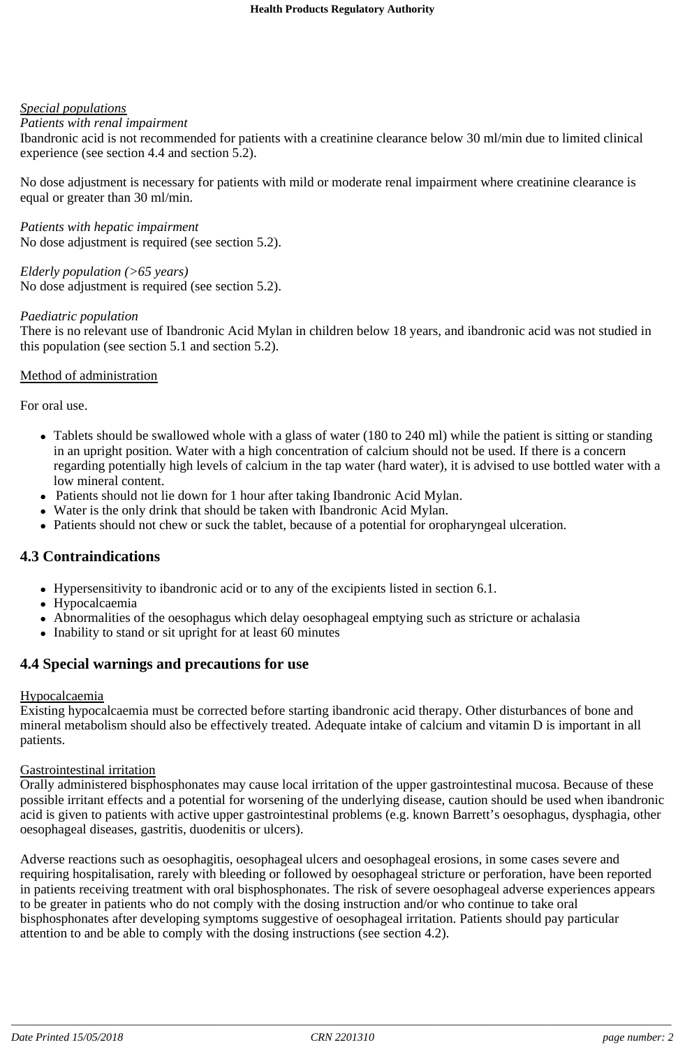*Special populations*

*Patients with renal impairment*

Ibandronic acid is not recommended for patients with a creatinine clearance below 30 ml/min due to limited clinical experience (see section 4.4 and section 5.2).

No dose adjustment is necessary for patients with mild or moderate renal impairment where creatinine clearance is equal or greater than 30 ml/min.

*Patients with hepatic impairment*

No dose adjustment is required (see section 5.2).

*Elderly population (>65 years)*

No dose adjustment is required (see section 5.2).

*Paediatric population*

There is no relevant use of Ibandronic Acid Mylan in children below 18 years, and ibandronic acid was not studied in this population (see section 5.1 and section 5.2).

Method of administration

For oral use.

- Tablets should be swallowed whole with a glass of water (180 to 240 ml) while the patient is sitting or standing in an upright position. Water with a high concentration of calcium should not be used. If there is a concern regarding potentially high levels of calcium in the tap water (hard water), it is advised to use bottled water with a low mineral content.
- Patients should not lie down for 1 hour after taking Ibandronic Acid Mylan.
- Water is the only drink that should be taken with Ibandronic Acid Mylan.
- Patients should not chew or suck the tablet, because of a potential for oropharyngeal ulceration.

## 4.3 Contraindications

- Hypersensitivity to ibandronic acid or to any of the excipients listed in section 6.1.
- Hypocalcaemia
- Abnormalities of the oesophagus which delay oesophageal emptying such as stricture or achalasia
- Inability to stand or sit upright for at least 60 minutes

## 4.4 Special warnings and precautions for use

Hypocalcaemia

Existing hypocalcaemia must be corrected before starting ibandronic acid therapy. Other disturbances of bone and mineral metabolism should also be effectively treated. Adequate intake of calcium and vitamin D is important in all patients.

Gastrointestinal irritation

Orally administered bisphosphonates may cause local irritation of the upper gastrointestinal mucosa. Because of these possible irritant effects and a potential for worsening of the underlying disease, caution should be used when ibandronic acid is given to patients with active upper gastrointestinal problems (e.g. known Barrett's oesophagus, dysphagia, other oesophageal diseases, gastritis, duodenitis or ulcers).

Adverse reactions such as oesophagitis, oesophageal ulcers and oesophageal erosions, in some cases severe and requiring hospitalisation, rarely with bleeding or followed by oesophageal stricture or perforation, have been reported in patients receiving treatment with oral bisphosphonates. The risk of severe oesophageal adverse experiences appears to be greater in patients who do not comply with the dosing instruction and/or who continue to take oral bisphosphonates after developing symptoms suggestive of oesophageal irritation. Patients should pay particular attention to and be able to comply with the dosing instructions (see section 4.2).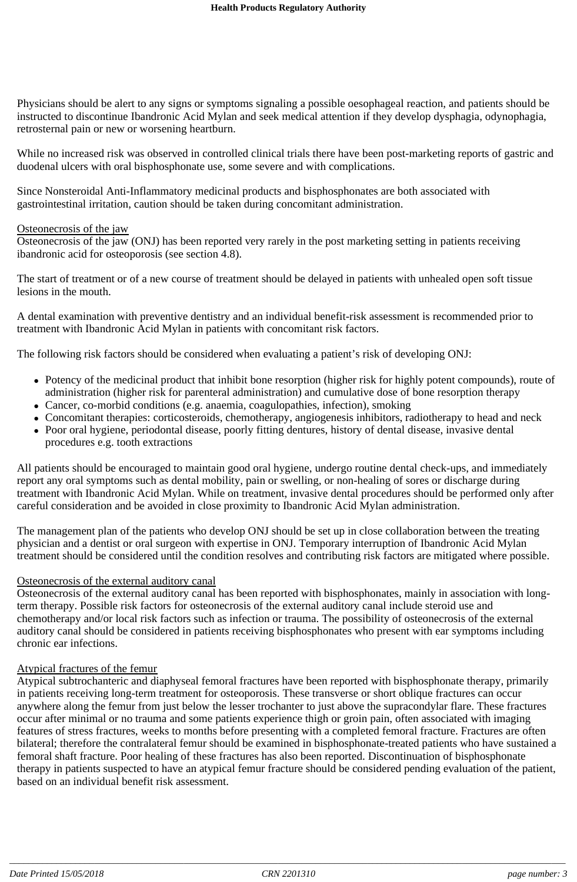Physicians should be alert to any signs or symptoms signaling a possible oesophageal reaction, and patients should be instructed to discontinue Ibandronic Acid Mylan and seek medical attention if they develop dysphagia, odynophagia, retrosternal pain or new or worsening heartburn.

While no increased risk was observed in controlled clinical trials there have been post-marketing reports of gastric and duodenal ulcers with oral bisphosphonate use, some severe and with complications.

Since Nonsteroidal Anti-Inflammatory medicinal products and bisphosphonates are both associated with gastrointestinal irritation, caution should be taken during concomitant administration.

Osteonecrosis of the jaw

Osteonecrosis of the jaw (ONJ) has been reported very rarely in the post marketing setting in patients receiving ibandronic acid for osteoporosis (see section 4.8).

The start of treatment or of a new course of treatment should be delayed in patients with unhealed open soft tissue lesions in the mouth.

A dental examination with preventive dentistry and an individual benefit-risk assessment is recommended prior to treatment with Ibandronic Acid Mylan in patients with concomitant risk factors.

The following risk factors should be considered when evaluating a patient's risk of developing ONJ:

- Potency of the medicinal product that inhibit bone resorption (higher risk for highly potent compounds), route of administration (higher risk for parenteral administration) and cumulative dose of bone resorption therapy
- Cancer, co-morbid conditions (e.g. anaemia, coagulopathies, infection), smoking
- Concomitant therapies: corticosteroids, chemotherapy, angiogenesis inhibitors, radiotherapy to head and neck
- Poor oral hygiene, periodontal disease, poorly fitting dentures, history of dental disease, invasive dental procedures e.g. tooth extractions

All patients should be encouraged to maintain good oral hygiene, undergo routine dental check-ups, and immediately report any oral symptoms such as dental mobility, pain or swelling, or non-healing of sores or discharge during treatment with Ibandronic Acid Mylan. While on treatment, invasive dental procedures should be performed only after careful consideration and be avoided in close proximity to Ibandronic Acid Mylan administration.

The management plan of the patients who develop ONJ should be set up in close collaboration between the treating physician and a dentist or oral surgeon with expertise in ONJ. Temporary interruption of Ibandronic Acid Mylan treatment should be considered until the condition resolves and contributing risk factors are mitigated where possible.

Osteonecrosis of the external auditory canal

Osteonecrosis of the external auditory canal has been reported with bisphosphonates, mainly in association with long-term therapy. Possible risk factors for osteonecrosis of the external auditory canal include steroid use and chemotherapy and/or local risk factors such as infection or trauma. The possibility of osteonecrosis of the external auditory canal should be considered in patients receiving bisphosphonates who present with ear symptoms including chronic ear infections.

Atypical fractures of the femur

Atypical subtrochanteric and diaphyseal femoral fractures have been reported with bisphosphonate therapy, primarily in patients receiving long-term treatment for osteoporosis. These transverse or short oblique fractures can occur anywhere along the femur from just below the lesser trochanter to just above the supracondylar flare. These fractures occur after minimal or no trauma and some patients experience thigh or groin pain, often associated with imaging features of stress fractures, weeks to months before presenting with a completed femoral fracture. Fractures are often bilateral; therefore the contralateral femur should be examined in bisphosphonate-treated patients who have sustained a femoral shaft fracture. Poor healing of these fractures has also been reported. Discontinuation of bisphosphonate therapy in patients suspected to have an atypical femur fracture should be considered pending evaluation of the patient, based on an individual benefit risk assessment.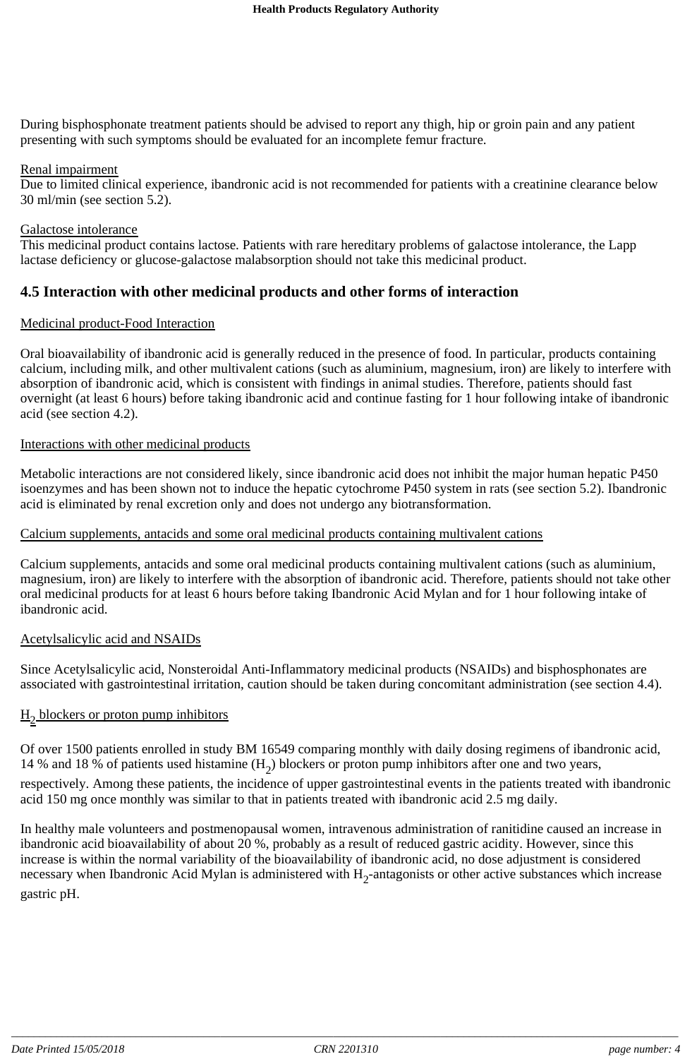During bisphosphonate treatment patients should be advised to report any thigh, hip or groin pain and any patient presenting with such symptoms should be evaluated for an incomplete femur fracture.

Renal impairment
Due to limited clinical experience, ibandronic acid is not recommended for patients with a creatinine clearance below 30 ml/min (see section 5.2).

Galactose intolerance
This medicinal product contains lactose. Patients with rare hereditary problems of galactose intolerance, the Lapp lactase deficiency or glucose-galactose malabsorption should not take this medicinal product.

## 4.5 Interaction with other medicinal products and other forms of interaction

Medicinal product-Food Interaction

Oral bioavailability of ibandronic acid is generally reduced in the presence of food. In particular, products containing calcium, including milk, and other multivalent cations (such as aluminium, magnesium, iron) are likely to interfere with absorption of ibandronic acid, which is consistent with findings in animal studies. Therefore, patients should fast overnight (at least 6 hours) before taking ibandronic acid and continue fasting for 1 hour following intake of ibandronic acid (see section 4.2).

Interactions with other medicinal products

Metabolic interactions are not considered likely, since ibandronic acid does not inhibit the major human hepatic P450 isoenzymes and has been shown not to induce the hepatic cytochrome P450 system in rats (see section 5.2). Ibandronic acid is eliminated by renal excretion only and does not undergo any biotransformation.

Calcium supplements, antacids and some oral medicinal products containing multivalent cations

Calcium supplements, antacids and some oral medicinal products containing multivalent cations (such as aluminium, magnesium, iron) are likely to interfere with the absorption of ibandronic acid. Therefore, patients should not take other oral medicinal products for at least 6 hours before taking Ibandronic Acid Mylan and for 1 hour following intake of ibandronic acid.

Acetylsalicylic acid and NSAIDs

Since Acetylsalicylic acid, Nonsteroidal Anti-Inflammatory medicinal products (NSAIDs) and bisphosphonates are associated with gastrointestinal irritation, caution should be taken during concomitant administration (see section 4.4).

$H_2$ blockers or proton pump inhibitors

Of over 1500 patients enrolled in study BM 16549 comparing monthly with daily dosing regimens of ibandronic acid, 14 % and 18 % of patients used histamine ($H_2$) blockers or proton pump inhibitors after one and two years, respectively. Among these patients, the incidence of upper gastrointestinal events in the patients treated with ibandronic acid 150 mg once monthly was similar to that in patients treated with ibandronic acid 2.5 mg daily.

In healthy male volunteers and postmenopausal women, intravenous administration of ranitidine caused an increase in ibandronic acid bioavailability of about 20 %, probably as a result of reduced gastric acidity. However, since this increase is within the normal variability of the bioavailability of ibandronic acid, no dose adjustment is considered necessary when Ibandronic Acid Mylan is administered with $H_2$-antagonists or other active substances which increase gastric pH.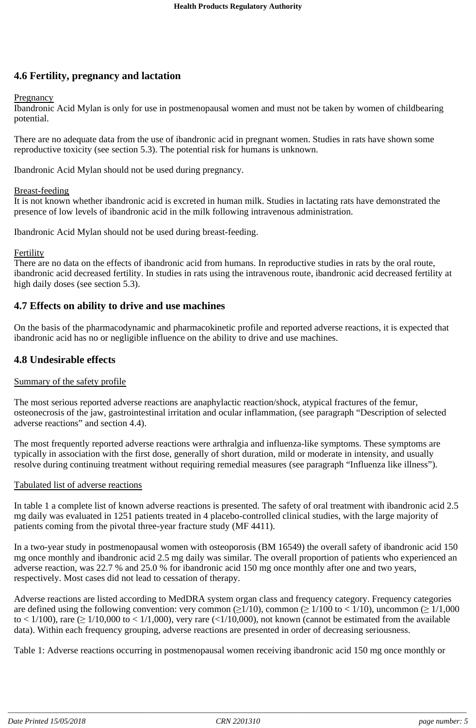## 4.6 Fertility, pregnancy and lactation

Pregnancy
Ibandronic Acid Mylan is only for use in postmenopausal women and must not be taken by women of childbearing potential.

There are no adequate data from the use of ibandronic acid in pregnant women. Studies in rats have shown some reproductive toxicity (see section 5.3). The potential risk for humans is unknown.

Ibandronic Acid Mylan should not be used during pregnancy.

Breast-feeding
It is not known whether ibandronic acid is excreted in human milk. Studies in lactating rats have demonstrated the presence of low levels of ibandronic acid in the milk following intravenous administration.

Ibandronic Acid Mylan should not be used during breast-feeding.

Fertility
There are no data on the effects of ibandronic acid from humans. In reproductive studies in rats by the oral route, ibandronic acid decreased fertility. In studies in rats using the intravenous route, ibandronic acid decreased fertility at high daily doses (see section 5.3).

## 4.7 Effects on ability to drive and use machines

On the basis of the pharmacodynamic and pharmacokinetic profile and reported adverse reactions, it is expected that ibandronic acid has no or negligible influence on the ability to drive and use machines.

## 4.8 Undesirable effects

Summary of the safety profile

The most serious reported adverse reactions are anaphylactic reaction/shock, atypical fractures of the femur, osteonecrosis of the jaw, gastrointestinal irritation and ocular inflammation, (see paragraph "Description of selected adverse reactions" and section 4.4).

The most frequently reported adverse reactions were arthralgia and influenza-like symptoms. These symptoms are typically in association with the first dose, generally of short duration, mild or moderate in intensity, and usually resolve during continuing treatment without requiring remedial measures (see paragraph "Influenza like illness").

Tabulated list of adverse reactions

In table 1 a complete list of known adverse reactions is presented. The safety of oral treatment with ibandronic acid 2.5 mg daily was evaluated in 1251 patients treated in 4 placebo-controlled clinical studies, with the large majority of patients coming from the pivotal three-year fracture study (MF 4411).

In a two-year study in postmenopausal women with osteoporosis (BM 16549) the overall safety of ibandronic acid 150 mg once monthly and ibandronic acid 2.5 mg daily was similar. The overall proportion of patients who experienced an adverse reaction, was 22.7 % and 25.0 % for ibandronic acid 150 mg once monthly after one and two years, respectively. Most cases did not lead to cessation of therapy.

Adverse reactions are listed according to MedDRA system organ class and frequency category. Frequency categories are defined using the following convention: very common (≥1/10), common (≥ 1/100 to < 1/10), uncommon (≥ 1/1,000 to < 1/100), rare (≥ 1/10,000 to < 1/1,000), very rare (<1/10,000), not known (cannot be estimated from the available data). Within each frequency grouping, adverse reactions are presented in order of decreasing seriousness.

Table 1: Adverse reactions occurring in postmenopausal women receiving ibandronic acid 150 mg once monthly or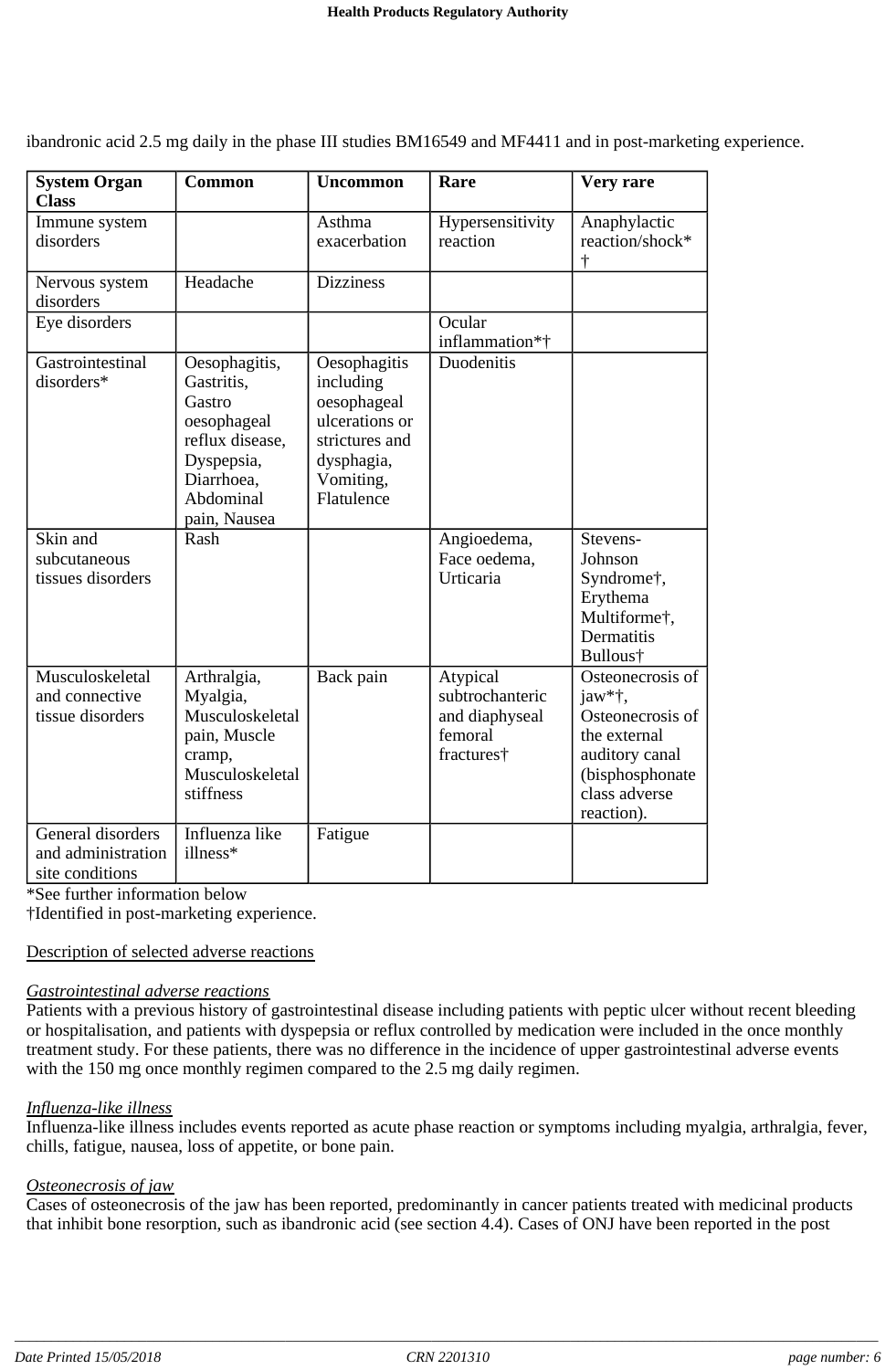ibandronic acid 2.5 mg daily in the phase III studies BM16549 and MF4411 and in post-marketing experience.

| System Organ Class | Common | Uncommon | Rare | Very rare |
|---|---|---|---|---|
| Immune system disorders | | Asthma exacerbation | Hypersensitivity reaction | Anaphylactic reaction/shock*† |
| Nervous system disorders | Headache | Dizziness | | |
| Eye disorders | | | Ocular inflammation*† | |
| Gastrointestinal disorders* | Oesophagitis, Gastritis, Gastro oesophageal reflux disease, Dyspepsia, Diarrhoea, Abdominal pain, Nausea | Oesophagitis including oesophageal ulcerations or strictures and dysphagia, Vomiting, Flatulence | Duodenitis | |
| Skin and subcutaneous tissues disorders | Rash | | Angioedema, Face oedema, Urticaria | Stevens-Johnson Syndrome†, Erythema Multiforme†, Dermatitis Bullous† |
| Musculoskeletal and connective tissue disorders | Arthralgia, Myalgia, Musculoskeletal pain, Muscle cramp, Musculoskeletal stiffness | Back pain | Atypical subtrochanteric and diaphyseal femoral fractures† | Osteonecrosis of jaw*†, Osteonecrosis of the external auditory canal (bisphosphonate class adverse reaction). |
| General disorders and administration site conditions | Influenza like illness* | Fatigue | | |

*See further information below
†Identified in post-marketing experience.

Description of selected adverse reactions

*Gastrointestinal adverse reactions*
Patients with a previous history of gastrointestinal disease including patients with peptic ulcer without recent bleeding or hospitalisation, and patients with dyspepsia or reflux controlled by medication were included in the once monthly treatment study. For these patients, there was no difference in the incidence of upper gastrointestinal adverse events with the 150 mg once monthly regimen compared to the 2.5 mg daily regimen.

*Influenza-like illness*
Influenza-like illness includes events reported as acute phase reaction or symptoms including myalgia, arthralgia, fever, chills, fatigue, nausea, loss of appetite, or bone pain.

*Osteonecrosis of jaw*
Cases of osteonecrosis of the jaw has been reported, predominantly in cancer patients treated with medicinal products that inhibit bone resorption, such as ibandronic acid (see section 4.4). Cases of ONJ have been reported in the post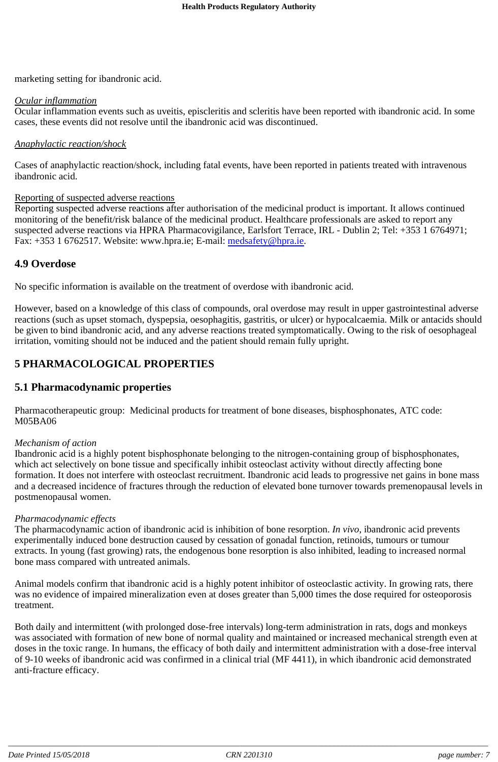marketing setting for ibandronic acid.

*Ocular inflammation*
Ocular inflammation events such as uveitis, episcleritis and scleritis have been reported with ibandronic acid. In some cases, these events did not resolve until the ibandronic acid was discontinued.

*Anaphylactic reaction/shock*

Cases of anaphylactic reaction/shock, including fatal events, have been reported in patients treated with intravenous ibandronic acid.

Reporting of suspected adverse reactions
Reporting suspected adverse reactions after authorisation of the medicinal product is important. It allows continued monitoring of the benefit/risk balance of the medicinal product. Healthcare professionals are asked to report any suspected adverse reactions via HPRA Pharmacovigilance, Earlsfort Terrace, IRL - Dublin 2; Tel: +353 1 6764971; Fax: +353 1 6762517. Website: www.hpra.ie; E-mail: medsafety@hpra.ie.

## 4.9 Overdose

No specific information is available on the treatment of overdose with ibandronic acid.

However, based on a knowledge of this class of compounds, oral overdose may result in upper gastrointestinal adverse reactions (such as upset stomach, dyspepsia, oesophagitis, gastritis, or ulcer) or hypocalcaemia. Milk or antacids should be given to bind ibandronic acid, and any adverse reactions treated symptomatically. Owing to the risk of oesophageal irritation, vomiting should not be induced and the patient should remain fully upright.

# 5 PHARMACOLOGICAL PROPERTIES

## 5.1 Pharmacodynamic properties

Pharmacotherapeutic group: Medicinal products for treatment of bone diseases, bisphosphonates, ATC code: M05BA06

*Mechanism of action*
Ibandronic acid is a highly potent bisphosphonate belonging to the nitrogen-containing group of bisphosphonates, which act selectively on bone tissue and specifically inhibit osteoclast activity without directly affecting bone formation. It does not interfere with osteoclast recruitment. Ibandronic acid leads to progressive net gains in bone mass and a decreased incidence of fractures through the reduction of elevated bone turnover towards premenopausal levels in postmenopausal women.

*Pharmacodynamic effects*
The pharmacodynamic action of ibandronic acid is inhibition of bone resorption. *In vivo*, ibandronic acid prevents experimentally induced bone destruction caused by cessation of gonadal function, retinoids, tumours or tumour extracts. In young (fast growing) rats, the endogenous bone resorption is also inhibited, leading to increased normal bone mass compared with untreated animals.

Animal models confirm that ibandronic acid is a highly potent inhibitor of osteoclastic activity. In growing rats, there was no evidence of impaired mineralization even at doses greater than 5,000 times the dose required for osteoporosis treatment.

Both daily and intermittent (with prolonged dose-free intervals) long-term administration in rats, dogs and monkeys was associated with formation of new bone of normal quality and maintained or increased mechanical strength even at doses in the toxic range. In humans, the efficacy of both daily and intermittent administration with a dose-free interval of 9-10 weeks of ibandronic acid was confirmed in a clinical trial (MF 4411), in which ibandronic acid demonstrated anti-fracture efficacy.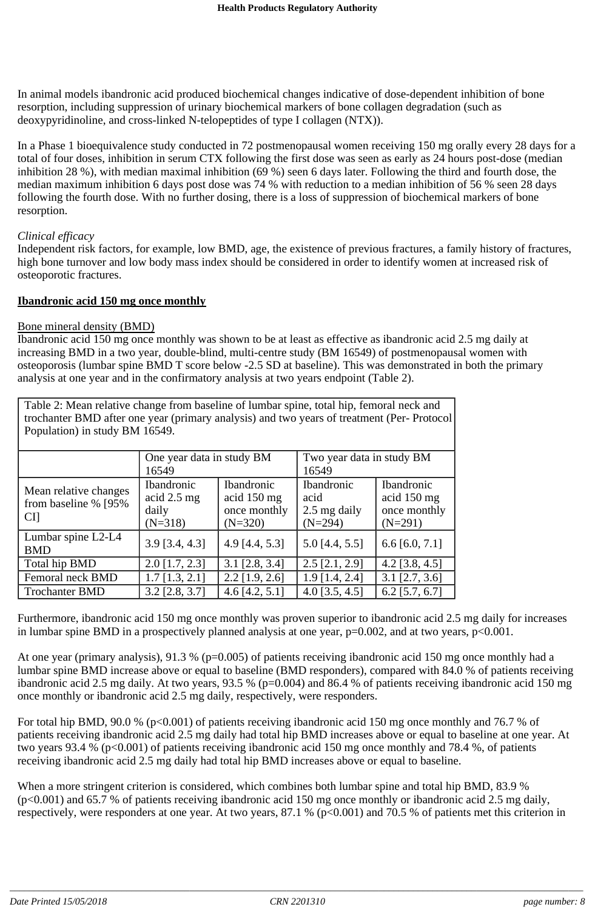In animal models ibandronic acid produced biochemical changes indicative of dose-dependent inhibition of bone resorption, including suppression of urinary biochemical markers of bone collagen degradation (such as deoxypyridinoline, and cross-linked N-telopeptides of type I collagen (NTX)).

In a Phase 1 bioequivalence study conducted in 72 postmenopausal women receiving 150 mg orally every 28 days for a total of four doses, inhibition in serum CTX following the first dose was seen as early as 24 hours post-dose (median inhibition 28 %), with median maximal inhibition (69 %) seen 6 days later. Following the third and fourth dose, the median maximum inhibition 6 days post dose was 74 % with reduction to a median inhibition of 56 % seen 28 days following the fourth dose. With no further dosing, there is a loss of suppression of biochemical markers of bone resorption.

*Clinical efficacy*
Independent risk factors, for example, low BMD, age, the existence of previous fractures, a family history of fractures, high bone turnover and low body mass index should be considered in order to identify women at increased risk of osteoporotic fractures.

**Ibandronic acid 150 mg once monthly**

Bone mineral density (BMD)
Ibandronic acid 150 mg once monthly was shown to be at least as effective as ibandronic acid 2.5 mg daily at increasing BMD in a two year, double-blind, multi-centre study (BM 16549) of postmenopausal women with osteoporosis (lumbar spine BMD T score below -2.5 SD at baseline). This was demonstrated in both the primary analysis at one year and in the confirmatory analysis at two years endpoint (Table 2).

Table 2: Mean relative change from baseline of lumbar spine, total hip, femoral neck and trochanter BMD after one year (primary analysis) and two years of treatment (Per- Protocol Population) in study BM 16549.

| | One year data in study BM 16549 | | Two year data in study BM 16549 | |
|---|---|---|---|---|
| Mean relative changes from baseline % [95% CI] | Ibandronic acid 2.5 mg daily (N=318) | Ibandronic acid 150 mg once monthly (N=320) | Ibandronic acid 2.5 mg daily (N=294) | Ibandronic acid 150 mg once monthly (N=291) |
| Lumbar spine L2-L4 BMD | 3.9 [3.4, 4.3] | 4.9 [4.4, 5.3] | 5.0 [4.4, 5.5] | 6.6 [6.0, 7.1] |
| Total hip BMD | 2.0 [1.7, 2.3] | 3.1 [2.8, 3.4] | 2.5 [2.1, 2.9] | 4.2 [3.8, 4.5] |
| Femoral neck BMD | 1.7 [1.3, 2.1] | 2.2 [1.9, 2.6] | 1.9 [1.4, 2.4] | 3.1 [2.7, 3.6] |
| Trochanter BMD | 3.2 [2.8, 3.7] | 4.6 [4.2, 5.1] | 4.0 [3.5, 4.5] | 6.2 [5.7, 6.7] |

Furthermore, ibandronic acid 150 mg once monthly was proven superior to ibandronic acid 2.5 mg daily for increases in lumbar spine BMD in a prospectively planned analysis at one year, p=0.002, and at two years, p<0.001.

At one year (primary analysis), 91.3 % (p=0.005) of patients receiving ibandronic acid 150 mg once monthly had a lumbar spine BMD increase above or equal to baseline (BMD responders), compared with 84.0 % of patients receiving ibandronic acid 2.5 mg daily. At two years, 93.5 % (p=0.004) and 86.4 % of patients receiving ibandronic acid 150 mg once monthly or ibandronic acid 2.5 mg daily, respectively, were responders.

For total hip BMD, 90.0 % (p<0.001) of patients receiving ibandronic acid 150 mg once monthly and 76.7 % of patients receiving ibandronic acid 2.5 mg daily had total hip BMD increases above or equal to baseline at one year. At two years 93.4 % (p<0.001) of patients receiving ibandronic acid 150 mg once monthly and 78.4 %, of patients receiving ibandronic acid 2.5 mg daily had total hip BMD increases above or equal to baseline.

When a more stringent criterion is considered, which combines both lumbar spine and total hip BMD, 83.9 % (p<0.001) and 65.7 % of patients receiving ibandronic acid 150 mg once monthly or ibandronic acid 2.5 mg daily, respectively, were responders at one year. At two years, 87.1 % (p<0.001) and 70.5 % of patients met this criterion in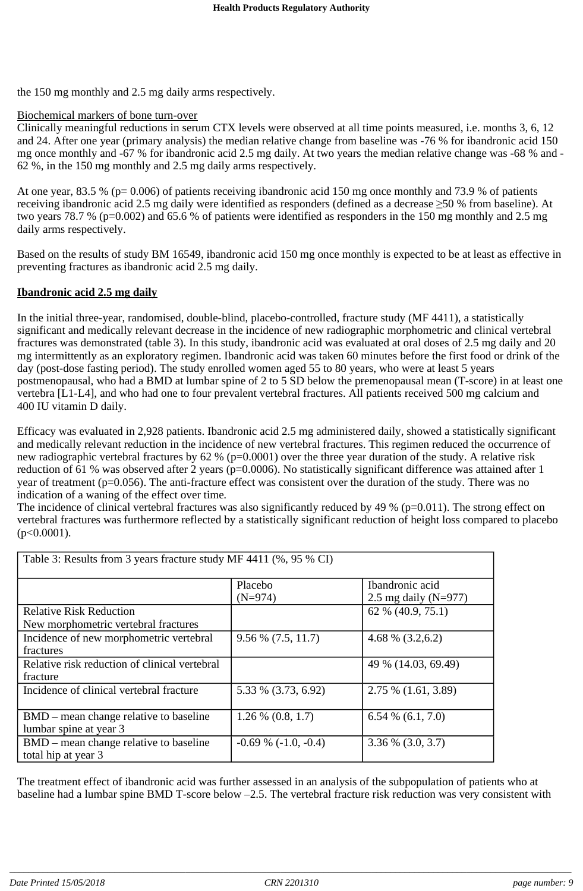the 150 mg monthly and 2.5 mg daily arms respectively.

Biochemical markers of bone turn-over
Clinically meaningful reductions in serum CTX levels were observed at all time points measured, i.e. months 3, 6, 12 and 24. After one year (primary analysis) the median relative change from baseline was -76 % for ibandronic acid 150 mg once monthly and -67 % for ibandronic acid 2.5 mg daily. At two years the median relative change was -68 % and -62 %, in the 150 mg monthly and 2.5 mg daily arms respectively.

At one year, 83.5 % (p= 0.006) of patients receiving ibandronic acid 150 mg once monthly and 73.9 % of patients receiving ibandronic acid 2.5 mg daily were identified as responders (defined as a decrease ≥50 % from baseline). At two years 78.7 % (p=0.002) and 65.6 % of patients were identified as responders in the 150 mg monthly and 2.5 mg daily arms respectively.

Based on the results of study BM 16549, ibandronic acid 150 mg once monthly is expected to be at least as effective in preventing fractures as ibandronic acid 2.5 mg daily.

**Ibandronic acid 2.5 mg daily**

In the initial three-year, randomised, double-blind, placebo-controlled, fracture study (MF 4411), a statistically significant and medically relevant decrease in the incidence of new radiographic morphometric and clinical vertebral fractures was demonstrated (table 3). In this study, ibandronic acid was evaluated at oral doses of 2.5 mg daily and 20 mg intermittently as an exploratory regimen. Ibandronic acid was taken 60 minutes before the first food or drink of the day (post-dose fasting period). The study enrolled women aged 55 to 80 years, who were at least 5 years postmenopausal, who had a BMD at lumbar spine of 2 to 5 SD below the premenopausal mean (T-score) in at least one vertebra [L1-L4], and who had one to four prevalent vertebral fractures. All patients received 500 mg calcium and 400 IU vitamin D daily.

Efficacy was evaluated in 2,928 patients. Ibandronic acid 2.5 mg administered daily, showed a statistically significant and medically relevant reduction in the incidence of new vertebral fractures. This regimen reduced the occurrence of new radiographic vertebral fractures by 62 % (p=0.0001) over the three year duration of the study. A relative risk reduction of 61 % was observed after 2 years (p=0.0006). No statistically significant difference was attained after 1 year of treatment (p=0.056). The anti-fracture effect was consistent over the duration of the study. There was no indication of a waning of the effect over time.
The incidence of clinical vertebral fractures was also significantly reduced by 49 % (p=0.011). The strong effect on vertebral fractures was furthermore reflected by a statistically significant reduction of height loss compared to placebo (p<0.0001).

| Table 3: Results from 3 years fracture study MF 4411 (%, 95 % CI) | | |
|---|---|---|
| | Placebo (N=974) | Ibandronic acid 2.5 mg daily (N=977) |
| Relative Risk Reduction New morphometric vertebral fractures | | 62 % (40.9, 75.1) |
| Incidence of new morphometric vertebral fractures | 9.56 % (7.5, 11.7) | 4.68 % (3.2,6.2) |
| Relative risk reduction of clinical vertebral fracture | | 49 % (14.03, 69.49) |
| Incidence of clinical vertebral fracture | 5.33 % (3.73, 6.92) | 2.75 % (1.61, 3.89) |
| BMD – mean change relative to baseline lumbar spine at year 3 | 1.26 % (0.8, 1.7) | 6.54 % (6.1, 7.0) |
| BMD – mean change relative to baseline total hip at year 3 | -0.69 % (-1.0, -0.4) | 3.36 % (3.0, 3.7) |

The treatment effect of ibandronic acid was further assessed in an analysis of the subpopulation of patients who at baseline had a lumbar spine BMD T-score below –2.5. The vertebral fracture risk reduction was very consistent with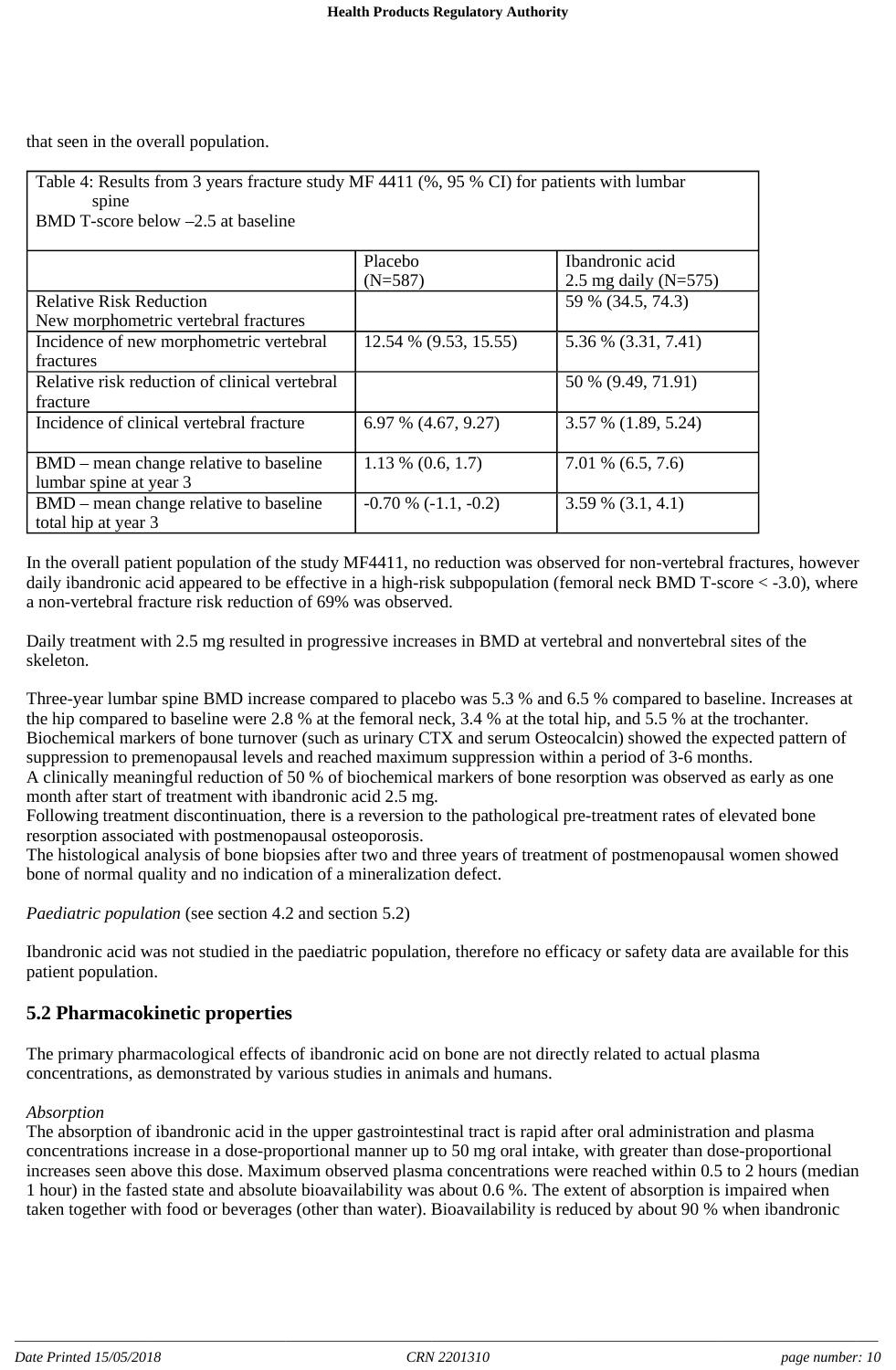that seen in the overall population.

Table 4: Results from 3 years fracture study MF 4411 (%, 95 % CI) for patients with lumbar spine BMD T-score below –2.5 at baseline

| | Placebo (N=587) | Ibandronic acid 2.5 mg daily (N=575) |
|---|---|---|
| Relative Risk Reduction New morphometric vertebral fractures | | 59 % (34.5, 74.3) |
| Incidence of new morphometric vertebral fractures | 12.54 % (9.53, 15.55) | 5.36 % (3.31, 7.41) |
| Relative risk reduction of clinical vertebral fracture | | 50 % (9.49, 71.91) |
| Incidence of clinical vertebral fracture | 6.97 % (4.67, 9.27) | 3.57 % (1.89, 5.24) |
| BMD – mean change relative to baseline lumbar spine at year 3 | 1.13 % (0.6, 1.7) | 7.01 % (6.5, 7.6) |
| BMD – mean change relative to baseline total hip at year 3 | -0.70 % (-1.1, -0.2) | 3.59 % (3.1, 4.1) |

In the overall patient population of the study MF4411, no reduction was observed for non-vertebral fractures, however daily ibandronic acid appeared to be effective in a high-risk subpopulation (femoral neck BMD T-score < -3.0), where a non-vertebral fracture risk reduction of 69% was observed.

Daily treatment with 2.5 mg resulted in progressive increases in BMD at vertebral and nonvertebral sites of the skeleton.

Three-year lumbar spine BMD increase compared to placebo was 5.3 % and 6.5 % compared to baseline. Increases at the hip compared to baseline were 2.8 % at the femoral neck, 3.4 % at the total hip, and 5.5 % at the trochanter.
Biochemical markers of bone turnover (such as urinary CTX and serum Osteocalcin) showed the expected pattern of suppression to premenopausal levels and reached maximum suppression within a period of 3-6 months.
A clinically meaningful reduction of 50 % of biochemical markers of bone resorption was observed as early as one month after start of treatment with ibandronic acid 2.5 mg.
Following treatment discontinuation, there is a reversion to the pathological pre-treatment rates of elevated bone resorption associated with postmenopausal osteoporosis.
The histological analysis of bone biopsies after two and three years of treatment of postmenopausal women showed bone of normal quality and no indication of a mineralization defect.

*Paediatric population* (see section 4.2 and section 5.2)

Ibandronic acid was not studied in the paediatric population, therefore no efficacy or safety data are available for this patient population.

## 5.2 Pharmacokinetic properties

The primary pharmacological effects of ibandronic acid on bone are not directly related to actual plasma concentrations, as demonstrated by various studies in animals and humans.

*Absorption*
The absorption of ibandronic acid in the upper gastrointestinal tract is rapid after oral administration and plasma concentrations increase in a dose-proportional manner up to 50 mg oral intake, with greater than dose-proportional increases seen above this dose. Maximum observed plasma concentrations were reached within 0.5 to 2 hours (median 1 hour) in the fasted state and absolute bioavailability was about 0.6 %. The extent of absorption is impaired when taken together with food or beverages (other than water). Bioavailability is reduced by about 90 % when ibandronic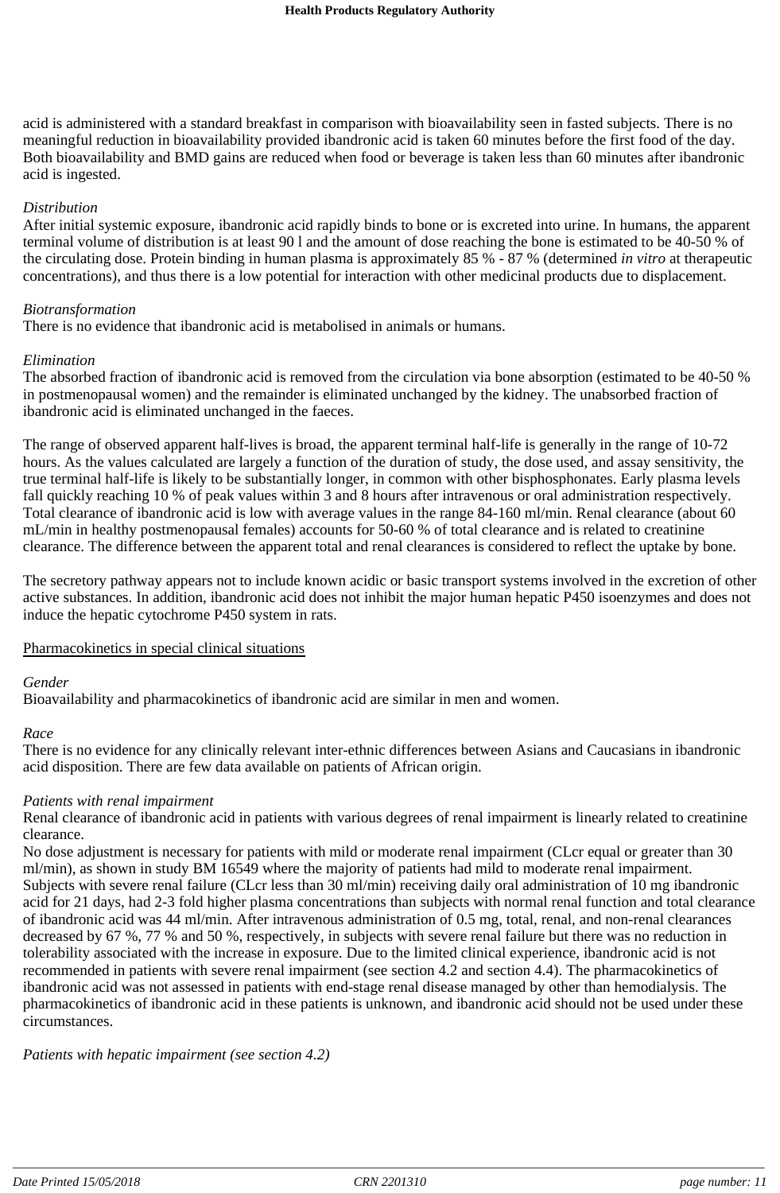acid is administered with a standard breakfast in comparison with bioavailability seen in fasted subjects. There is no meaningful reduction in bioavailability provided ibandronic acid is taken 60 minutes before the first food of the day. Both bioavailability and BMD gains are reduced when food or beverage is taken less than 60 minutes after ibandronic acid is ingested.

*Distribution*
After initial systemic exposure, ibandronic acid rapidly binds to bone or is excreted into urine. In humans, the apparent terminal volume of distribution is at least 90 l and the amount of dose reaching the bone is estimated to be 40-50 % of the circulating dose. Protein binding in human plasma is approximately 85 % - 87 % (determined *in vitro* at therapeutic concentrations), and thus there is a low potential for interaction with other medicinal products due to displacement.

*Biotransformation*
There is no evidence that ibandronic acid is metabolised in animals or humans.

*Elimination*
The absorbed fraction of ibandronic acid is removed from the circulation via bone absorption (estimated to be 40-50 % in postmenopausal women) and the remainder is eliminated unchanged by the kidney. The unabsorbed fraction of ibandronic acid is eliminated unchanged in the faeces.

The range of observed apparent half-lives is broad, the apparent terminal half-life is generally in the range of 10-72 hours. As the values calculated are largely a function of the duration of study, the dose used, and assay sensitivity, the true terminal half-life is likely to be substantially longer, in common with other bisphosphonates. Early plasma levels fall quickly reaching 10 % of peak values within 3 and 8 hours after intravenous or oral administration respectively. Total clearance of ibandronic acid is low with average values in the range 84-160 ml/min. Renal clearance (about 60 mL/min in healthy postmenopausal females) accounts for 50-60 % of total clearance and is related to creatinine clearance. The difference between the apparent total and renal clearances is considered to reflect the uptake by bone.

The secretory pathway appears not to include known acidic or basic transport systems involved in the excretion of other active substances. In addition, ibandronic acid does not inhibit the major human hepatic P450 isoenzymes and does not induce the hepatic cytochrome P450 system in rats.

Pharmacokinetics in special clinical situations

*Gender*
Bioavailability and pharmacokinetics of ibandronic acid are similar in men and women.

*Race*
There is no evidence for any clinically relevant inter-ethnic differences between Asians and Caucasians in ibandronic acid disposition. There are few data available on patients of African origin.

*Patients with renal impairment*
Renal clearance of ibandronic acid in patients with various degrees of renal impairment is linearly related to creatinine clearance.
No dose adjustment is necessary for patients with mild or moderate renal impairment (CLcr equal or greater than 30 ml/min), as shown in study BM 16549 where the majority of patients had mild to moderate renal impairment.
Subjects with severe renal failure (CLcr less than 30 ml/min) receiving daily oral administration of 10 mg ibandronic acid for 21 days, had 2-3 fold higher plasma concentrations than subjects with normal renal function and total clearance of ibandronic acid was 44 ml/min. After intravenous administration of 0.5 mg, total, renal, and non-renal clearances decreased by 67 %, 77 % and 50 %, respectively, in subjects with severe renal failure but there was no reduction in tolerability associated with the increase in exposure. Due to the limited clinical experience, ibandronic acid is not recommended in patients with severe renal impairment (see section 4.2 and section 4.4). The pharmacokinetics of ibandronic acid was not assessed in patients with end-stage renal disease managed by other than hemodialysis. The pharmacokinetics of ibandronic acid in these patients is unknown, and ibandronic acid should not be used under these circumstances.

*Patients with hepatic impairment (see section 4.2)*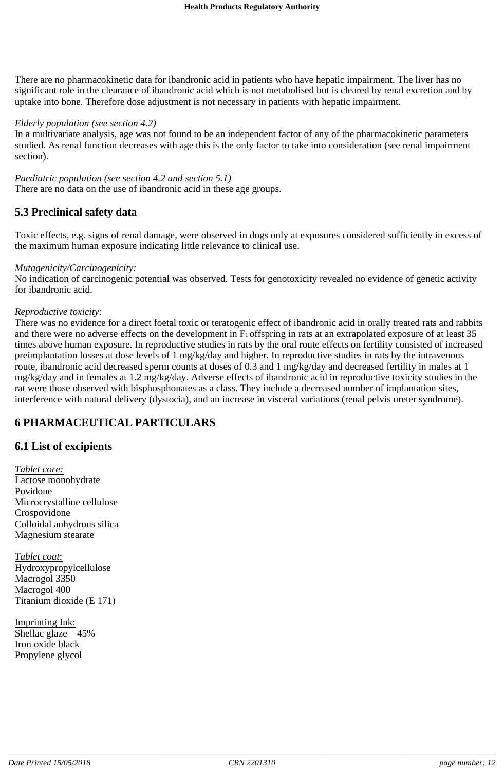There are no pharmacokinetic data for ibandronic acid in patients who have hepatic impairment. The liver has no significant role in the clearance of ibandronic acid which is not metabolised but is cleared by renal excretion and by uptake into bone. Therefore dose adjustment is not necessary in patients with hepatic impairment.

*Elderly population (see section 4.2)*
In a multivariate analysis, age was not found to be an independent factor of any of the pharmacokinetic parameters studied. As renal function decreases with age this is the only factor to take into consideration (see renal impairment section).

*Paediatric population (see section 4.2 and section 5.1)*
There are no data on the use of ibandronic acid in these age groups.

## 5.3 Preclinical safety data

Toxic effects, e.g. signs of renal damage, were observed in dogs only at exposures considered sufficiently in excess of the maximum human exposure indicating little relevance to clinical use.

*Mutagenicity/Carcinogenicity:*
No indication of carcinogenic potential was observed. Tests for genotoxicity revealed no evidence of genetic activity for ibandronic acid.

*Reproductive toxicity:*
There was no evidence for a direct foetal toxic or teratogenic effect of ibandronic acid in orally treated rats and rabbits and there were no adverse effects on the development in $F_1$ offspring in rats at an extrapolated exposure of at least 35 times above human exposure. In reproductive studies in rats by the oral route effects on fertility consisted of increased preimplantation losses at dose levels of 1 mg/kg/day and higher. In reproductive studies in rats by the intravenous route, ibandronic acid decreased sperm counts at doses of 0.3 and 1 mg/kg/day and decreased fertility in males at 1 mg/kg/day and in females at 1.2 mg/kg/day. Adverse effects of ibandronic acid in reproductive toxicity studies in the rat were those observed with bisphosphonates as a class. They include a decreased number of implantation sites, interference with natural delivery (dystocia), and an increase in visceral variations (renal pelvis ureter syndrome).

# 6 PHARMACEUTICAL PARTICULARS

## 6.1 List of excipients

Tablet core:
Lactose monohydrate
Povidone
Microcrystalline cellulose
Crospovidone
Colloidal anhydrous silica
Magnesium stearate

Tablet coat:
Hydroxypropylcellulose
Macrogol 3350
Macrogol 400
Titanium dioxide (E 171)

Imprinting Ink:
Shellac glaze – 45%
Iron oxide black
Propylene glycol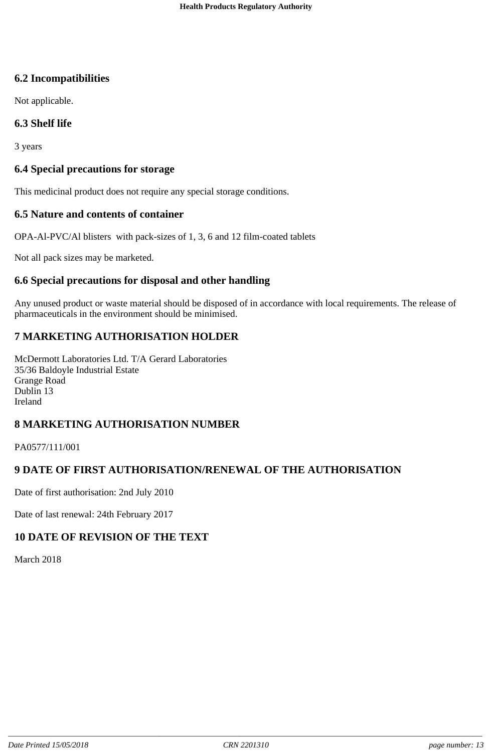## 6.2 Incompatibilities

Not applicable.

## 6.3 Shelf life

3 years

## 6.4 Special precautions for storage

This medicinal product does not require any special storage conditions.

## 6.5 Nature and contents of container

OPA-Al-PVC/Al blisters with pack-sizes of 1, 3, 6 and 12 film-coated tablets

Not all pack sizes may be marketed.

## 6.6 Special precautions for disposal and other handling

Any unused product or waste material should be disposed of in accordance with local requirements. The release of pharmaceuticals in the environment should be minimised.

# 7 MARKETING AUTHORISATION HOLDER

McDermott Laboratories Ltd. T/A Gerard Laboratories
35/36 Baldoyle Industrial Estate
Grange Road
Dublin 13
Ireland

# 8 MARKETING AUTHORISATION NUMBER

PA0577/111/001

# 9 DATE OF FIRST AUTHORISATION/RENEWAL OF THE AUTHORISATION

Date of first authorisation: 2nd July 2010

Date of last renewal: 24th February 2017

# 10 DATE OF REVISION OF THE TEXT

March 2018